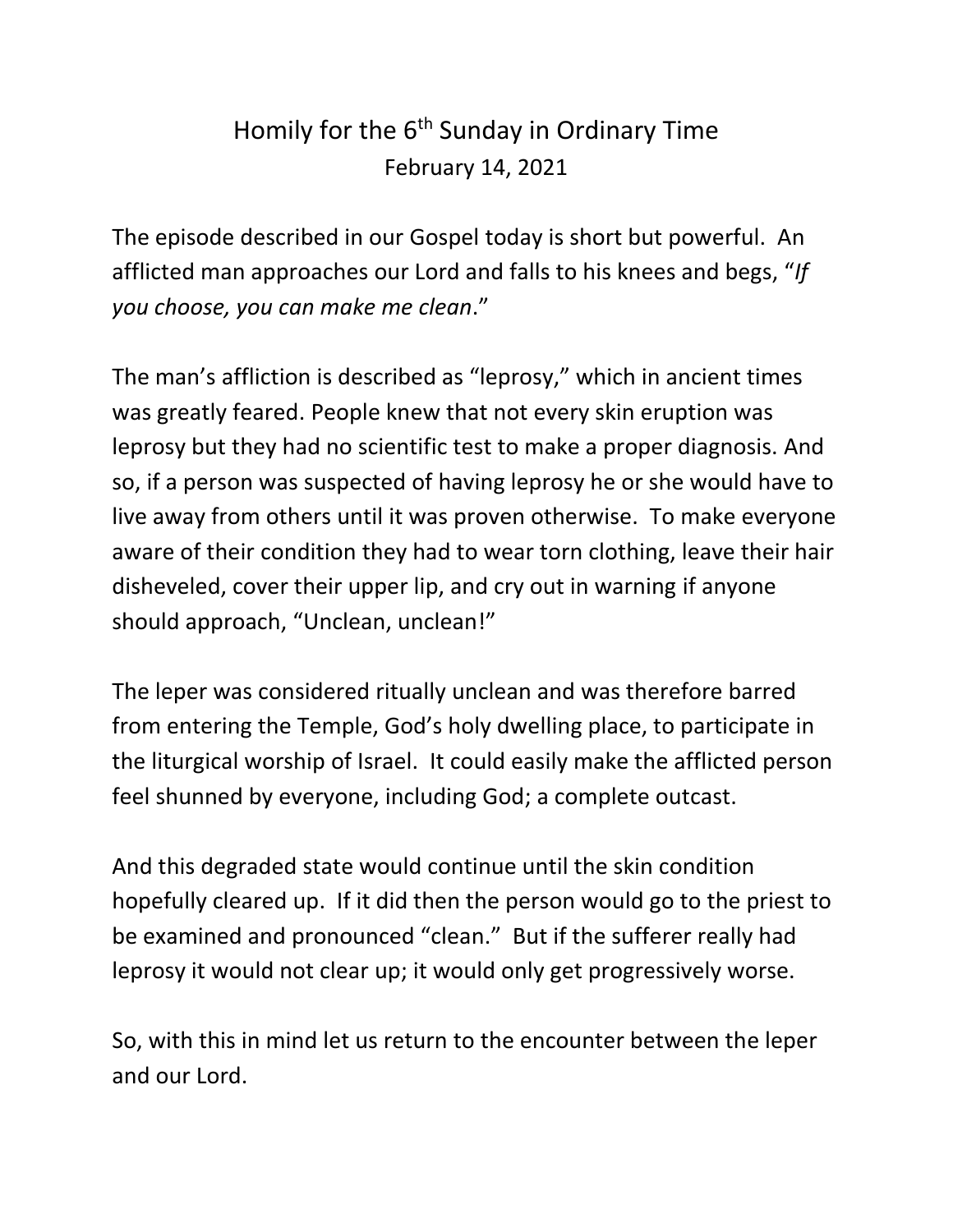# Homily for the 6th Sunday in Ordinary Time

February 14, 2021

The episode described in our Gospel today is short but powerful. An afflicted man approaches our Lord and falls to his knees and begs, "*If you choose, you can make me clean*."

The man's affliction is described as "leprosy," which in ancient times was greatly feared. People knew that not every skin eruption was leprosy but they had no scientific test to make a proper diagnosis. And so, if a person was suspected of having leprosy he or she would have to live away from others until it was proven otherwise. To make everyone aware of their condition they had to wear torn clothing, leave their hair disheveled, cover their upper lip, and cry out in warning if anyone should approach, "Unclean, unclean!"

The leper was considered ritually unclean and was therefore barred from entering the Temple, God's holy dwelling place, to participate in the liturgical worship of Israel. It could easily make the afflicted person feel shunned by everyone, including God; a complete outcast.

And this degraded state would continue until the skin condition hopefully cleared up. If it did then the person would go to the priest to be examined and pronounced "clean." But if the sufferer really had leprosy it would not clear up; it would only get progressively worse.

So, with this in mind let us return to the encounter between the leper and our Lord.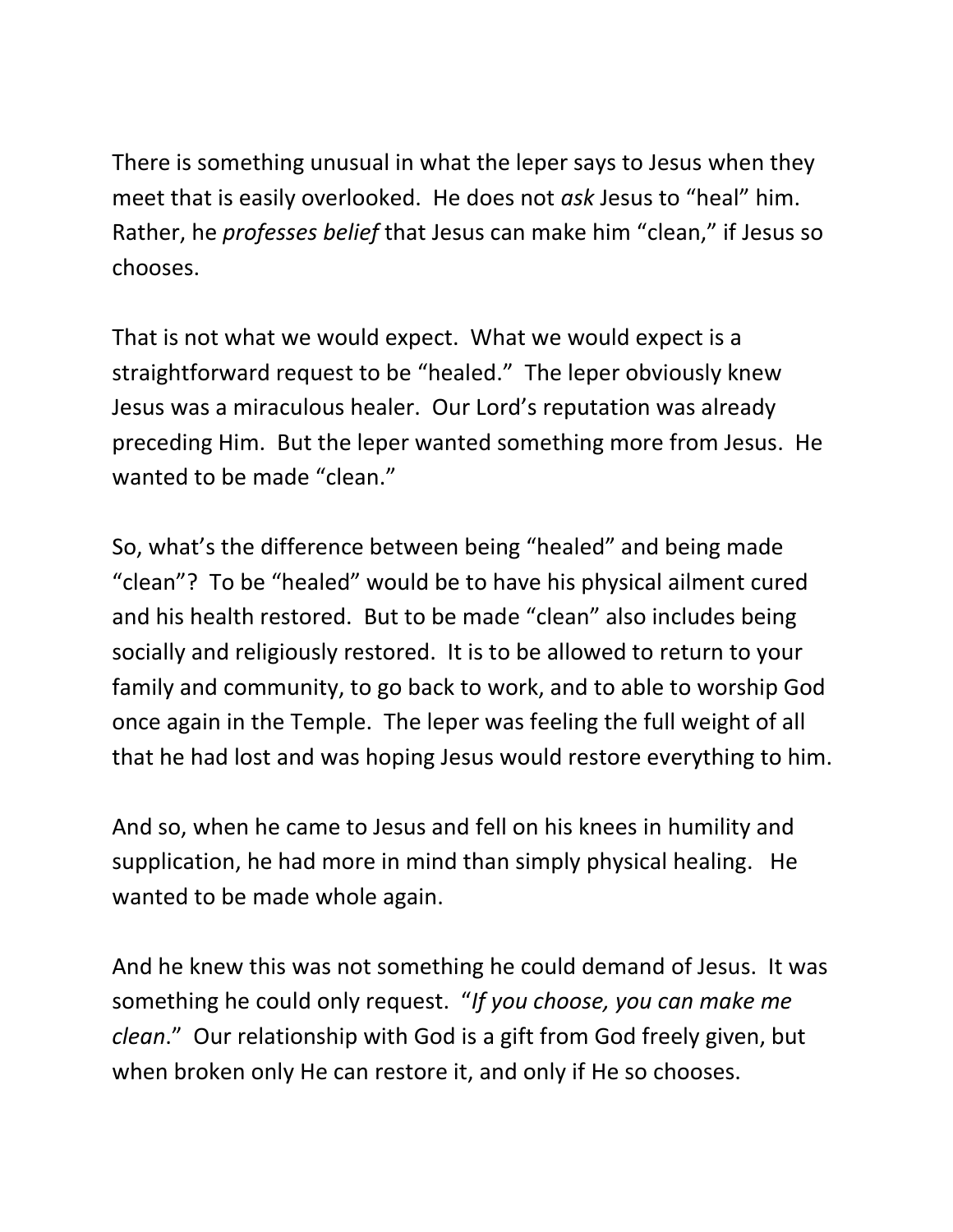There is something unusual in what the leper says to Jesus when they meet that is easily overlooked. He does not *ask* Jesus to "heal" him. Rather, he *professes belief* that Jesus can make him "clean," if Jesus so chooses.

That is not what we would expect. What we would expect is a straightforward request to be "healed." The leper obviously knew Jesus was a miraculous healer. Our Lord's reputation was already preceding Him. But the leper wanted something more from Jesus. He wanted to be made "clean."

So, what's the difference between being "healed" and being made "clean"? To be "healed" would be to have his physical ailment cured and his health restored. But to be made "clean" also includes being socially and religiously restored. It is to be allowed to return to your family and community, to go back to work, and to able to worship God once again in the Temple. The leper was feeling the full weight of all that he had lost and was hoping Jesus would restore everything to him.

And so, when he came to Jesus and fell on his knees in humility and supplication, he had more in mind than simply physical healing. He wanted to be made whole again.

And he knew this was not something he could demand of Jesus. It was something he could only request. "*If you choose, you can make me clean*." Our relationship with God is a gift from God freely given, but when broken only He can restore it, and only if He so chooses.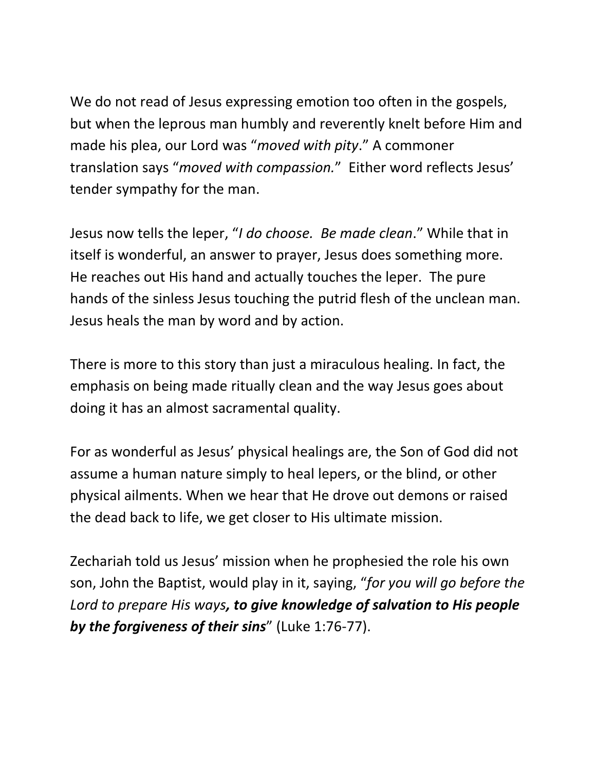We do not read of Jesus expressing emotion too often in the gospels, but when the leprous man humbly and reverently knelt before Him and made his plea, our Lord was "*moved with pity*." A commoner translation says "*moved with compassion.*" Either word reflects Jesus' tender sympathy for the man.

Jesus now tells the leper, "*I do choose. Be made clean*." While that in itself is wonderful, an answer to prayer, Jesus does something more. He reaches out His hand and actually touches the leper. The pure hands of the sinless Jesus touching the putrid flesh of the unclean man. Jesus heals the man by word and by action.

There is more to this story than just a miraculous healing. In fact, the emphasis on being made ritually clean and the way Jesus goes about doing it has an almost sacramental quality.

For as wonderful as Jesus' physical healings are, the Son of God did not assume a human nature simply to heal lepers, or the blind, or other physical ailments. When we hear that He drove out demons or raised the dead back to life, we get closer to His ultimate mission.

Zechariah told us Jesus' mission when he prophesied the role his own son, John the Baptist, would play in it, saying, "*for you will go before the Lord to prepare His ways****, to give knowledge of salvation to His people by the forgiveness of their sins***" (Luke 1:76-77).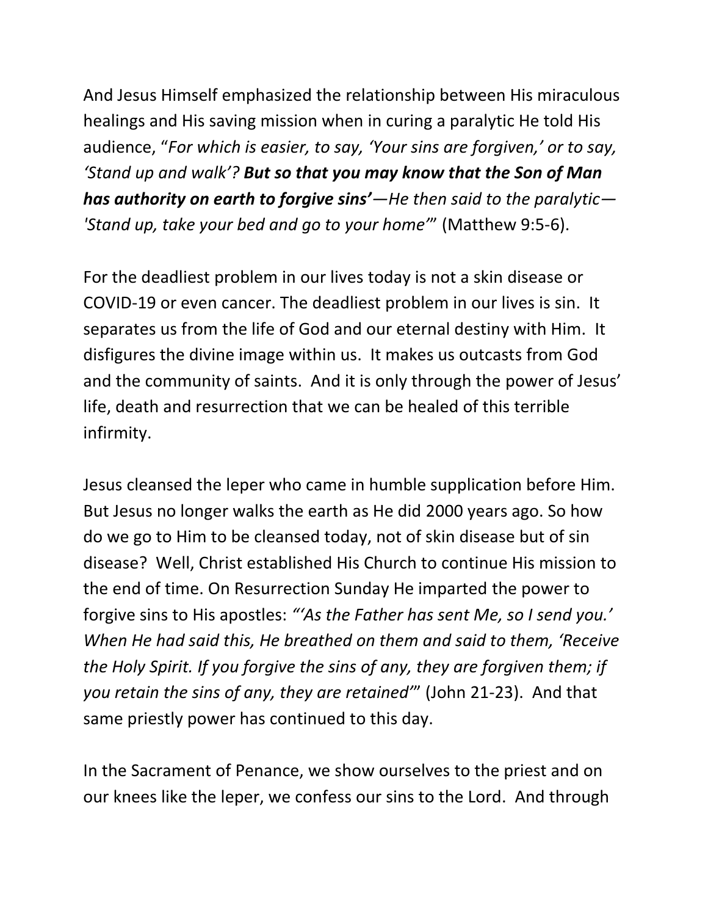And Jesus Himself emphasized the relationship between His miraculous healings and His saving mission when in curing a paralytic He told His audience, "*For which is easier, to say, 'Your sins are forgiven,' or to say, 'Stand up and walk'? **But so that you may know that the Son of Man has authority on earth to forgive sins'**—He then said to the paralytic—'Stand up, take your bed and go to your home'*" (Matthew 9:5-6).

For the deadliest problem in our lives today is not a skin disease or COVID-19 or even cancer. The deadliest problem in our lives is sin. It separates us from the life of God and our eternal destiny with Him. It disfigures the divine image within us. It makes us outcasts from God and the community of saints. And it is only through the power of Jesus' life, death and resurrection that we can be healed of this terrible infirmity.

Jesus cleansed the leper who came in humble supplication before Him. But Jesus no longer walks the earth as He did 2000 years ago. So how do we go to Him to be cleansed today, not of skin disease but of sin disease? Well, Christ established His Church to continue His mission to the end of time. On Resurrection Sunday He imparted the power to forgive sins to His apostles: *"'As the Father has sent Me, so I send you.' When He had said this, He breathed on them and said to them, 'Receive the Holy Spirit. If you forgive the sins of any, they are forgiven them; if you retain the sins of any, they are retained'"* (John 21-23). And that same priestly power has continued to this day.

In the Sacrament of Penance, we show ourselves to the priest and on our knees like the leper, we confess our sins to the Lord. And through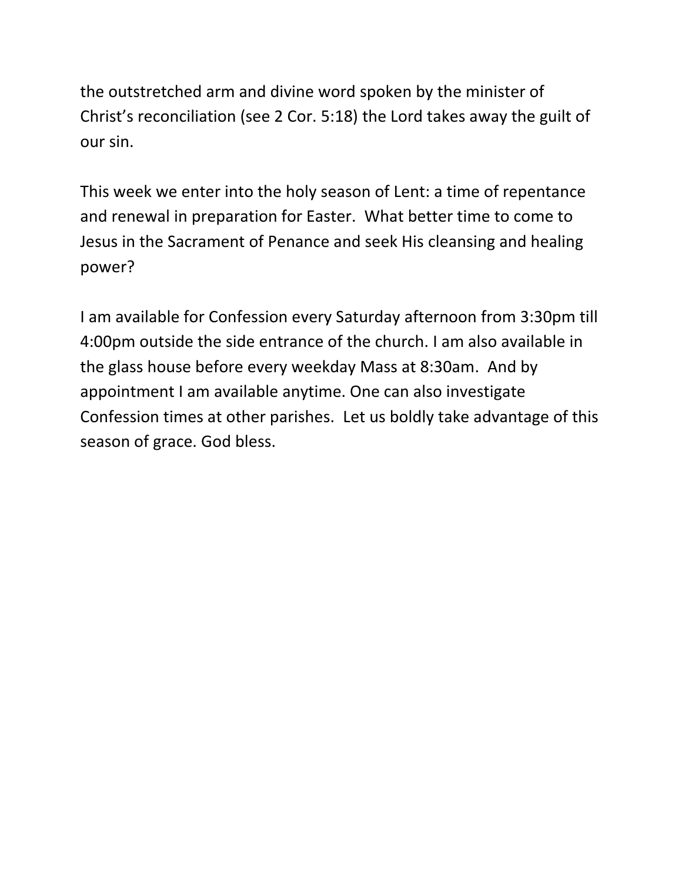the outstretched arm and divine word spoken by the minister of Christ's reconciliation (see 2 Cor. 5:18) the Lord takes away the guilt of our sin.

This week we enter into the holy season of Lent: a time of repentance and renewal in preparation for Easter. What better time to come to Jesus in the Sacrament of Penance and seek His cleansing and healing power?

I am available for Confession every Saturday afternoon from 3:30pm till 4:00pm outside the side entrance of the church. I am also available in the glass house before every weekday Mass at 8:30am. And by appointment I am available anytime. One can also investigate Confession times at other parishes. Let us boldly take advantage of this season of grace. God bless.